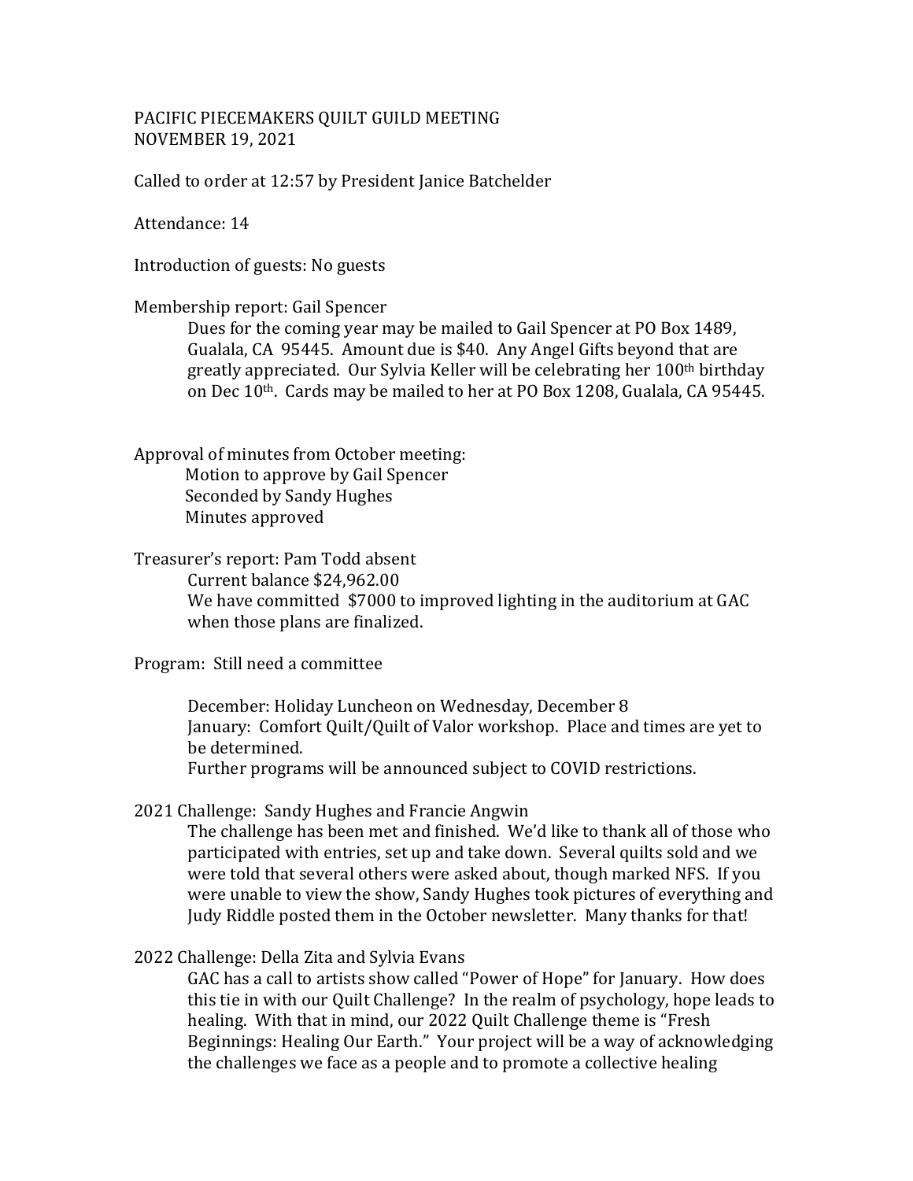PACIFIC PIECEMAKERS QUILT GUILD MEETING
NOVEMBER 19, 2021

Called to order at 12:57 by President Janice Batchelder

Attendance: 14

Introduction of guests: No guests

Membership report: Gail Spencer

Dues for the coming year may be mailed to Gail Spencer at PO Box 1489, Gualala, CA 95445. Amount due is $40. Any Angel Gifts beyond that are greatly appreciated. Our Sylvia Keller will be celebrating her 100th birthday on Dec 10th. Cards may be mailed to her at PO Box 1208, Gualala, CA 95445.

Approval of minutes from October meeting:

Motion to approve by Gail Spencer
Seconded by Sandy Hughes
Minutes approved

Treasurer's report: Pam Todd absent

Current balance $24,962.00
We have committed $7000 to improved lighting in the auditorium at GAC when those plans are finalized.

Program: Still need a committee

December: Holiday Luncheon on Wednesday, December 8
January: Comfort Quilt/Quilt of Valor workshop. Place and times are yet to be determined.
Further programs will be announced subject to COVID restrictions.

2021 Challenge: Sandy Hughes and Francie Angwin

The challenge has been met and finished. We'd like to thank all of those who participated with entries, set up and take down. Several quilts sold and we were told that several others were asked about, though marked NFS. If you were unable to view the show, Sandy Hughes took pictures of everything and Judy Riddle posted them in the October newsletter. Many thanks for that!

2022 Challenge: Della Zita and Sylvia Evans

GAC has a call to artists show called "Power of Hope" for January. How does this tie in with our Quilt Challenge? In the realm of psychology, hope leads to healing. With that in mind, our 2022 Quilt Challenge theme is "Fresh Beginnings: Healing Our Earth." Your project will be a way of acknowledging the challenges we face as a people and to promote a collective healing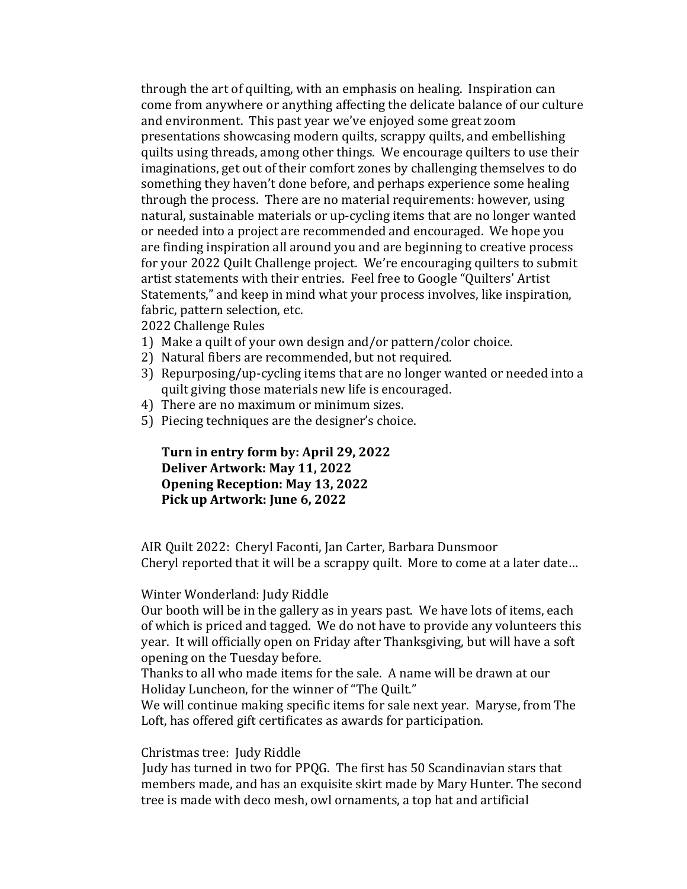through the art of quilting, with an emphasis on healing. Inspiration can come from anywhere or anything affecting the delicate balance of our culture and environment. This past year we've enjoyed some great zoom presentations showcasing modern quilts, scrappy quilts, and embellishing quilts using threads, among other things. We encourage quilters to use their imaginations, get out of their comfort zones by challenging themselves to do something they haven't done before, and perhaps experience some healing through the process. There are no material requirements: however, using natural, sustainable materials or up-cycling items that are no longer wanted or needed into a project are recommended and encouraged. We hope you are finding inspiration all around you and are beginning to creative process for your 2022 Quilt Challenge project. We're encouraging quilters to submit artist statements with their entries. Feel free to Google "Quilters' Artist Statements," and keep in mind what your process involves, like inspiration, fabric, pattern selection, etc.

2022 Challenge Rules

1) Make a quilt of your own design and/or pattern/color choice.
2) Natural fibers are recommended, but not required.
3) Repurposing/up-cycling items that are no longer wanted or needed into a quilt giving those materials new life is encouraged.
4) There are no maximum or minimum sizes.
5) Piecing techniques are the designer's choice.

**Turn in entry form by: April 29, 2022**
**Deliver Artwork: May 11, 2022**
**Opening Reception: May 13, 2022**
**Pick up Artwork: June 6, 2022**

AIR Quilt 2022: Cheryl Faconti, Jan Carter, Barbara Dunsmoor
Cheryl reported that it will be a scrappy quilt. More to come at a later date…

Winter Wonderland: Judy Riddle
Our booth will be in the gallery as in years past. We have lots of items, each of which is priced and tagged. We do not have to provide any volunteers this year. It will officially open on Friday after Thanksgiving, but will have a soft opening on the Tuesday before.
Thanks to all who made items for the sale. A name will be drawn at our Holiday Luncheon, for the winner of "The Quilt."
We will continue making specific items for sale next year. Maryse, from The Loft, has offered gift certificates as awards for participation.

Christmas tree: Judy Riddle
Judy has turned in two for PPQG. The first has 50 Scandinavian stars that members made, and has an exquisite skirt made by Mary Hunter. The second tree is made with deco mesh, owl ornaments, a top hat and artificial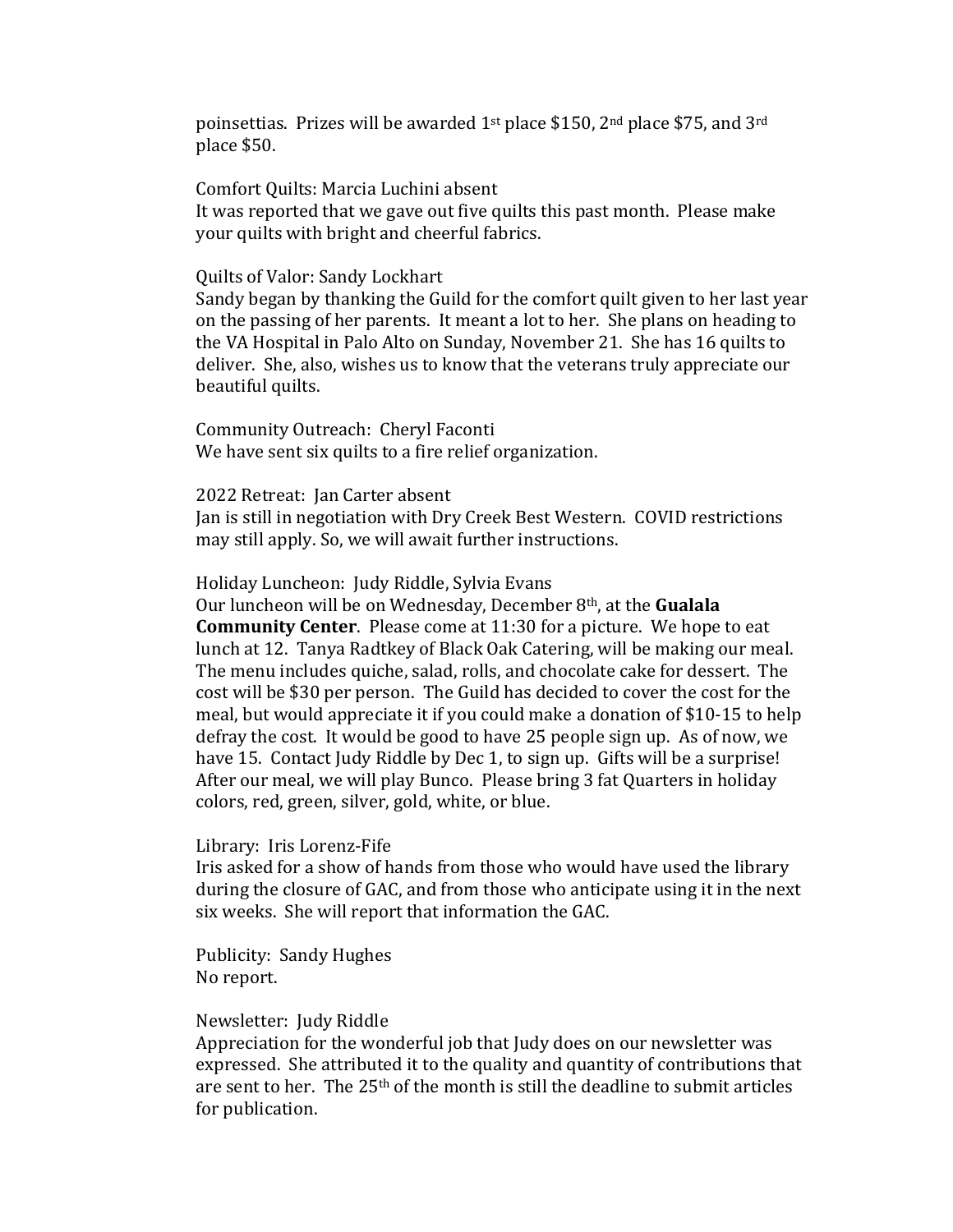poinsettias. Prizes will be awarded 1st place $150, 2nd place $75, and 3rd place $50.

Comfort Quilts: Marcia Luchini absent
It was reported that we gave out five quilts this past month. Please make your quilts with bright and cheerful fabrics.

Quilts of Valor: Sandy Lockhart
Sandy began by thanking the Guild for the comfort quilt given to her last year on the passing of her parents. It meant a lot to her. She plans on heading to the VA Hospital in Palo Alto on Sunday, November 21. She has 16 quilts to deliver. She, also, wishes us to know that the veterans truly appreciate our beautiful quilts.

Community Outreach: Cheryl Faconti
We have sent six quilts to a fire relief organization.

2022 Retreat: Jan Carter absent
Jan is still in negotiation with Dry Creek Best Western. COVID restrictions may still apply. So, we will await further instructions.

Holiday Luncheon: Judy Riddle, Sylvia Evans
Our luncheon will be on Wednesday, December 8th, at the **Gualala Community Center**. Please come at 11:30 for a picture. We hope to eat lunch at 12. Tanya Radtkey of Black Oak Catering, will be making our meal. The menu includes quiche, salad, rolls, and chocolate cake for dessert. The cost will be $30 per person. The Guild has decided to cover the cost for the meal, but would appreciate it if you could make a donation of $10-15 to help defray the cost. It would be good to have 25 people sign up. As of now, we have 15. Contact Judy Riddle by Dec 1, to sign up. Gifts will be a surprise! After our meal, we will play Bunco. Please bring 3 fat Quarters in holiday colors, red, green, silver, gold, white, or blue.

Library: Iris Lorenz-Fife
Iris asked for a show of hands from those who would have used the library during the closure of GAC, and from those who anticipate using it in the next six weeks. She will report that information the GAC.

Publicity: Sandy Hughes
No report.

Newsletter: Judy Riddle
Appreciation for the wonderful job that Judy does on our newsletter was expressed. She attributed it to the quality and quantity of contributions that are sent to her. The 25th of the month is still the deadline to submit articles for publication.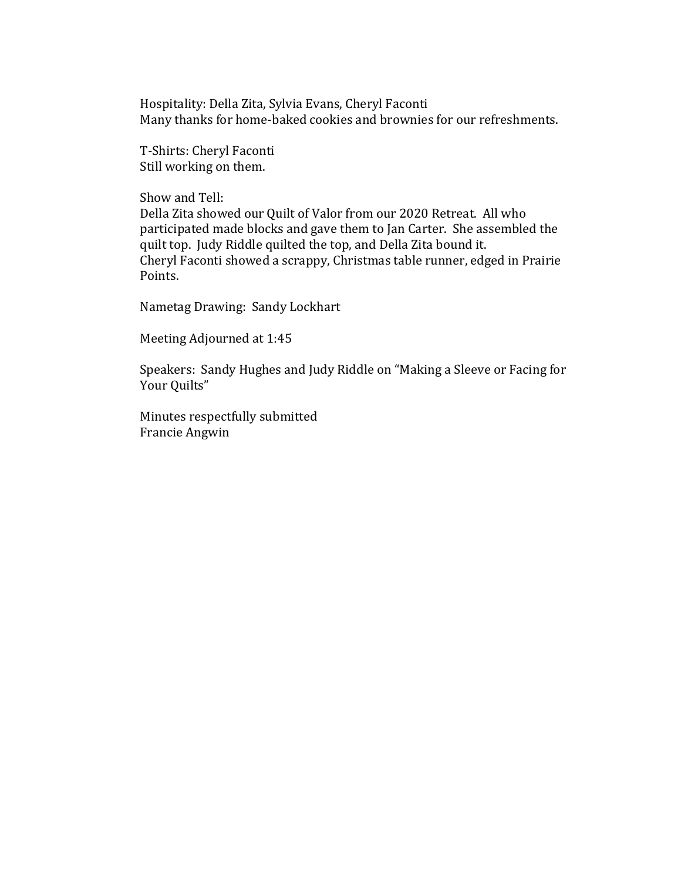Hospitality: Della Zita, Sylvia Evans, Cheryl Faconti
Many thanks for home-baked cookies and brownies for our refreshments.

T-Shirts: Cheryl Faconti
Still working on them.

Show and Tell:
Della Zita showed our Quilt of Valor from our 2020 Retreat. All who participated made blocks and gave them to Jan Carter. She assembled the quilt top. Judy Riddle quilted the top, and Della Zita bound it.
Cheryl Faconti showed a scrappy, Christmas table runner, edged in Prairie Points.

Nametag Drawing: Sandy Lockhart

Meeting Adjourned at 1:45

Speakers: Sandy Hughes and Judy Riddle on "Making a Sleeve or Facing for Your Quilts"

Minutes respectfully submitted
Francie Angwin